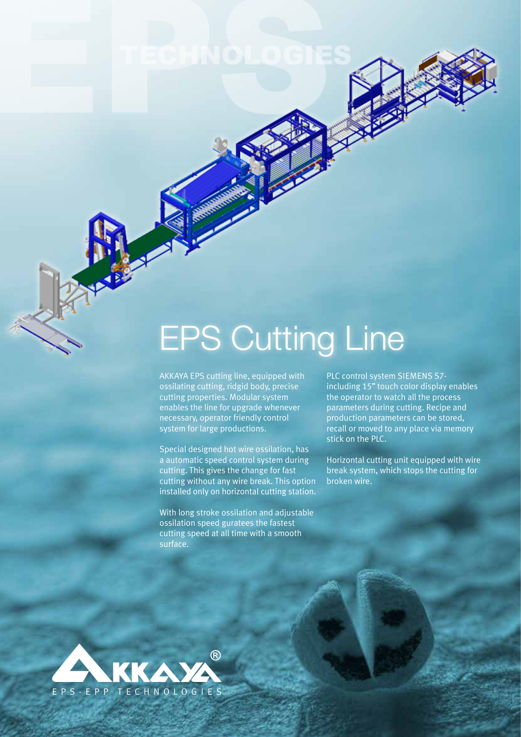# EPS Cutting Line

AKKAYA EPS cutting line, equipped with ossilating cutting, ridgid body, precise cutting properties. Modular system enables the line for upgrade whenever necessary, operator friendly control system for large productions.

Special designed hot wire ossilation, has a automatic speed control system during cutting. This gives the change for fast cutting without any wire break. This option installed only on horizontal cutting station.

With long stroke ossilation and adjustable ossilation speed guratees the fastest cutting speed at all time with a smooth surface.

PLC control system SIEMENS S7- including 15" touch color display enables the operator to watch all the process parameters during cutting. Recipe and production parameters can be stored, recall or moved to any place via memory stick on the PLC.

Horizontal cutting unit equipped with wire break system, which stops the cutting for broken wire.

AKKAYA®
EPS-EPP TECHNOLOGIES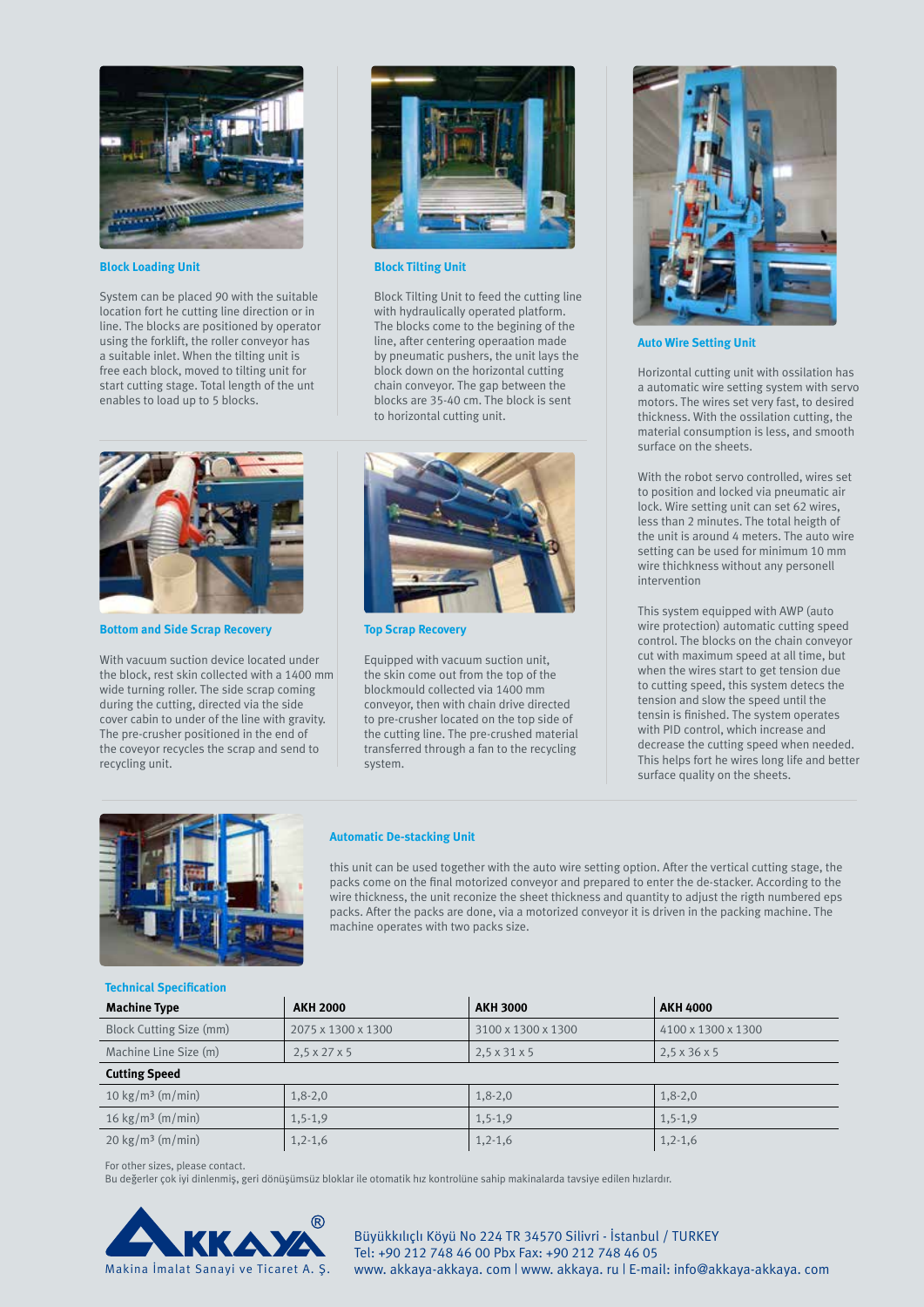### Block Loading Unit

System can be placed 90 with the suitable location fort he cutting line direction or in line. The blocks are positioned by operator using the forklift, the roller conveyor has a suitable inlet. When the tilting unit is free each block, moved to tilting unit for start cutting stage. Total length of the unt enables to load up to 5 blocks.

### Block Tilting Unit

Block Tilting Unit to feed the cutting line with hydraulically operated platform. The blocks come to the begining of the line, after centering operaation made by pneumatic pushers, the unit lays the block down on the horizontal cutting chain conveyor. The gap between the blocks are 35-40 cm. The block is sent to horizontal cutting unit.

### Auto Wire Setting Unit

Horizontal cutting unit with ossilation has a automatic wire setting system with servo motors. The wires set very fast, to desired thickness. With the ossilation cutting, the material consumption is less, and smooth surface on the sheets.

With the robot servo controlled, wires set to position and locked via pneumatic air lock. Wire setting unit can set 62 wires, less than 2 minutes. The total heigth of the unit is around 4 meters. The auto wire setting can be used for minimum 10 mm wire thickness without any personell intervention

This system equipped with AWP (auto wire protection) automatic cutting speed control. The blocks on the chain conveyor cut with maximum speed at all time, but when the wires start to get tension due to cutting speed, this system detects the tension and slow the speed until the tensin is finished. The system operates with PID control, which increase and decrease the cutting speed when needed. This helps fort he wires long life and better surface quality on the sheets.

### Bottom and Side Scrap Recovery

With vacuum suction device located under the block, rest skin collected with a 1400 mm wide turning roller. The side scrap coming during the cutting, directed via the side cover cabin to under of the line with gravity. The pre-crusher positioned in the end of the coveyor recycles the scrap and send to recycling unit.

### Top Scrap Recovery

Equipped with vacuum suction unit, the skin come out from the top of the blockmould collected via 1400 mm conveyor, then with chain drive directed to pre-crusher located on the top side of the cutting line. The pre-crushed material transferred through a fan to the recycling system.

### Automatic De-stacking Unit

this unit can be used together with the auto wire setting option. After the vertical cutting stage, the packs come on the final motorized conveyor and prepared to enter the de-stacker. According to the wire thickness, the unit reconize the sheet thickness and quantity to adjust the rigth numbered eps packs. After the packs are done, via a motorized conveyor it is driven in the packing machine. The machine operates with two packs size.

### Technical Specification

| Machine Type | AKH 2000 | AKH 3000 | AKH 4000 |
|---|---|---|---|
| Block Cutting Size (mm) | 2075 x 1300 x 1300 | 3100 x 1300 x 1300 | 4100 x 1300 x 1300 |
| Machine Line Size (m) | 2,5 x 27 x 5 | 2,5 x 31 x 5 | 2,5 x 36 x 5 |
| **Cutting Speed** | | | |
| 10 kg/m³ (m/min) | 1,8-2,0 | 1,8-2,0 | 1,8-2,0 |
| 16 kg/m³ (m/min) | 1,5-1,9 | 1,5-1,9 | 1,5-1,9 |
| 20 kg/m³ (m/min) | 1,2-1,6 | 1,2-1,6 | 1,2-1,6 |

For other sizes, please contact.
Bu değerler çok iyi dinlenmiş, geri dönüşümsüz bloklar ile otomatik hız kontrolüne sahip makinalarda tavsiye edilen hızlardır.

AKKAYA®
Makina İmalat Sanayi ve Ticaret A. Ş.

Büyükkılıçlı Köyü No 224 TR 34570 Silivri - İstanbul / TURKEY
Tel: +90 212 748 46 00 Pbx Fax: +90 212 748 46 05
www. akkaya-akkaya. com | www. akkaya. ru | E-mail: info@akkaya-akkaya. com